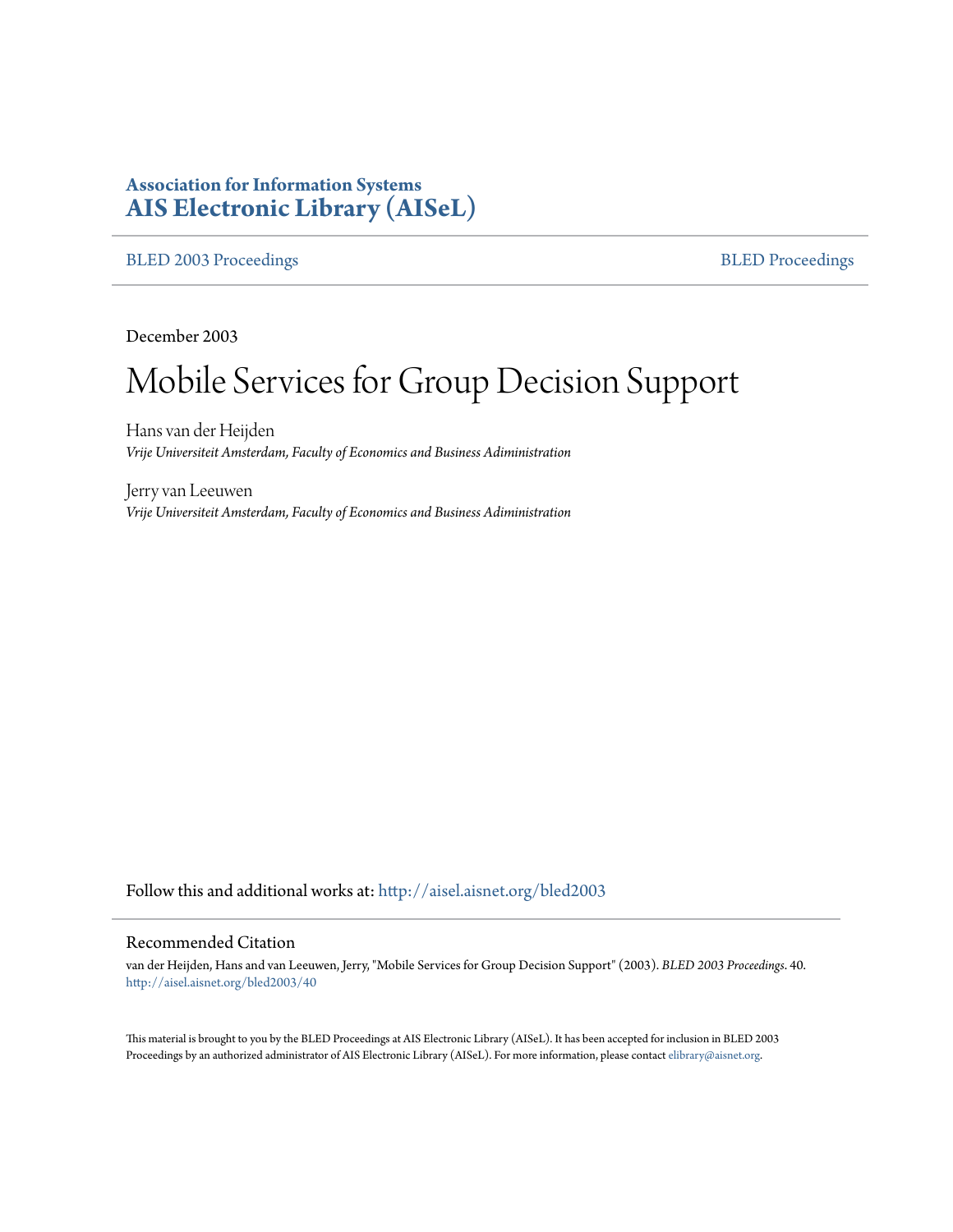**Association for Information Systems**
**AIS Electronic Library (AISeL)**

BLED 2003 Proceedings | BLED Proceedings

December 2003

# Mobile Services for Group Decision Support

Hans van der Heijden
*Vrije Universiteit Amsterdam, Faculty of Economics and Business Adiministration*

Jerry van Leeuwen
*Vrije Universiteit Amsterdam, Faculty of Economics and Business Adiministration*

Follow this and additional works at: http://aisel.aisnet.org/bled2003

## Recommended Citation

van der Heijden, Hans and van Leeuwen, Jerry, "Mobile Services for Group Decision Support" (2003). *BLED 2003 Proceedings*. 40.
http://aisel.aisnet.org/bled2003/40

This material is brought to you by the BLED Proceedings at AIS Electronic Library (AISeL). It has been accepted for inclusion in BLED 2003 Proceedings by an authorized administrator of AIS Electronic Library (AISeL). For more information, please contact elibrary@aisnet.org.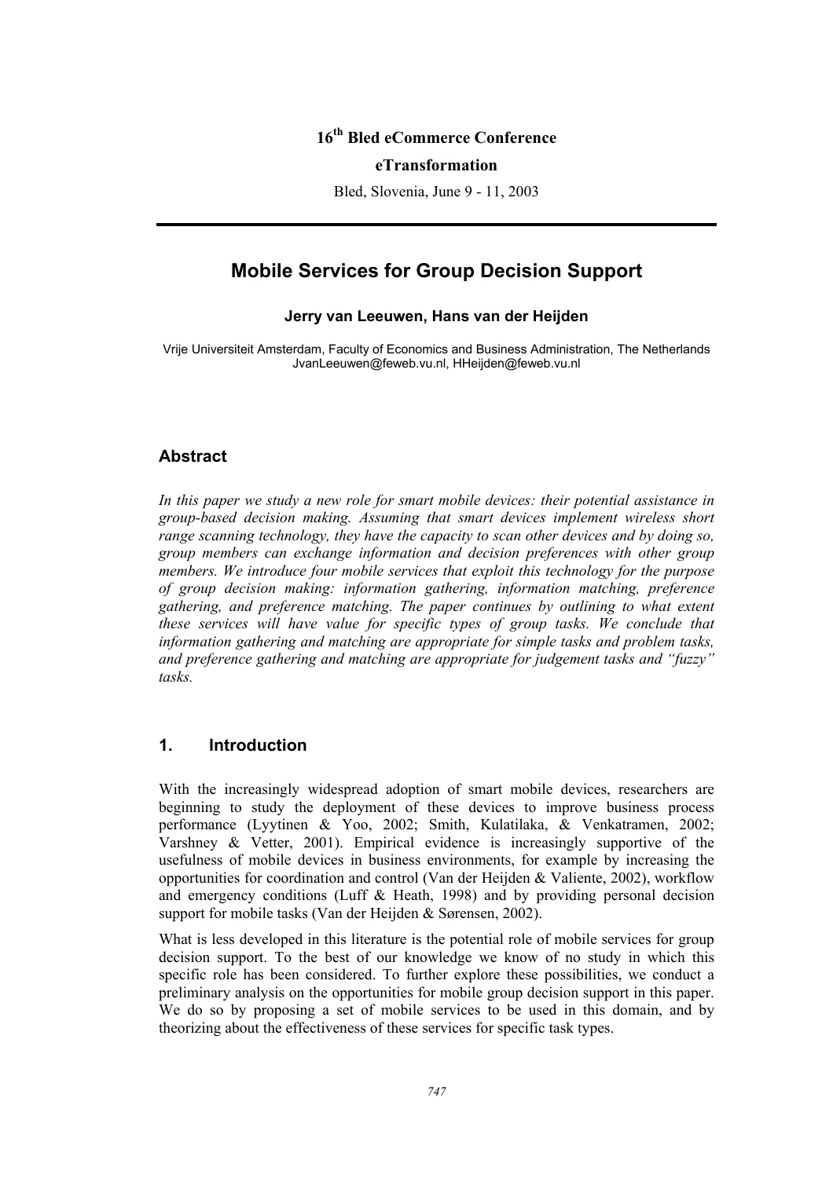16th Bled eCommerce Conference

eTransformation

Bled, Slovenia, June 9 - 11, 2003

# Mobile Services for Group Decision Support

**Jerry van Leeuwen, Hans van der Heijden**

Vrije Universiteit Amsterdam, Faculty of Economics and Business Administration, The Netherlands
JvanLeeuwen@feweb.vu.nl, HHeijden@feweb.vu.nl

## Abstract

*In this paper we study a new role for smart mobile devices: their potential assistance in group-based decision making. Assuming that smart devices implement wireless short range scanning technology, they have the capacity to scan other devices and by doing so, group members can exchange information and decision preferences with other group members. We introduce four mobile services that exploit this technology for the purpose of group decision making: information gathering, information matching, preference gathering, and preference matching. The paper continues by outlining to what extent these services will have value for specific types of group tasks. We conclude that information gathering and matching are appropriate for simple tasks and problem tasks, and preference gathering and matching are appropriate for judgement tasks and "fuzzy" tasks.*

## 1. Introduction

With the increasingly widespread adoption of smart mobile devices, researchers are beginning to study the deployment of these devices to improve business process performance (Lyytinen & Yoo, 2002; Smith, Kulatilaka, & Venkatramen, 2002; Varshney & Vetter, 2001). Empirical evidence is increasingly supportive of the usefulness of mobile devices in business environments, for example by increasing the opportunities for coordination and control (Van der Heijden & Valiente, 2002), workflow and emergency conditions (Luff & Heath, 1998) and by providing personal decision support for mobile tasks (Van der Heijden & Sørensen, 2002).

What is less developed in this literature is the potential role of mobile services for group decision support. To the best of our knowledge we know of no study in which this specific role has been considered. To further explore these possibilities, we conduct a preliminary analysis on the opportunities for mobile group decision support in this paper. We do so by proposing a set of mobile services to be used in this domain, and by theorizing about the effectiveness of these services for specific task types.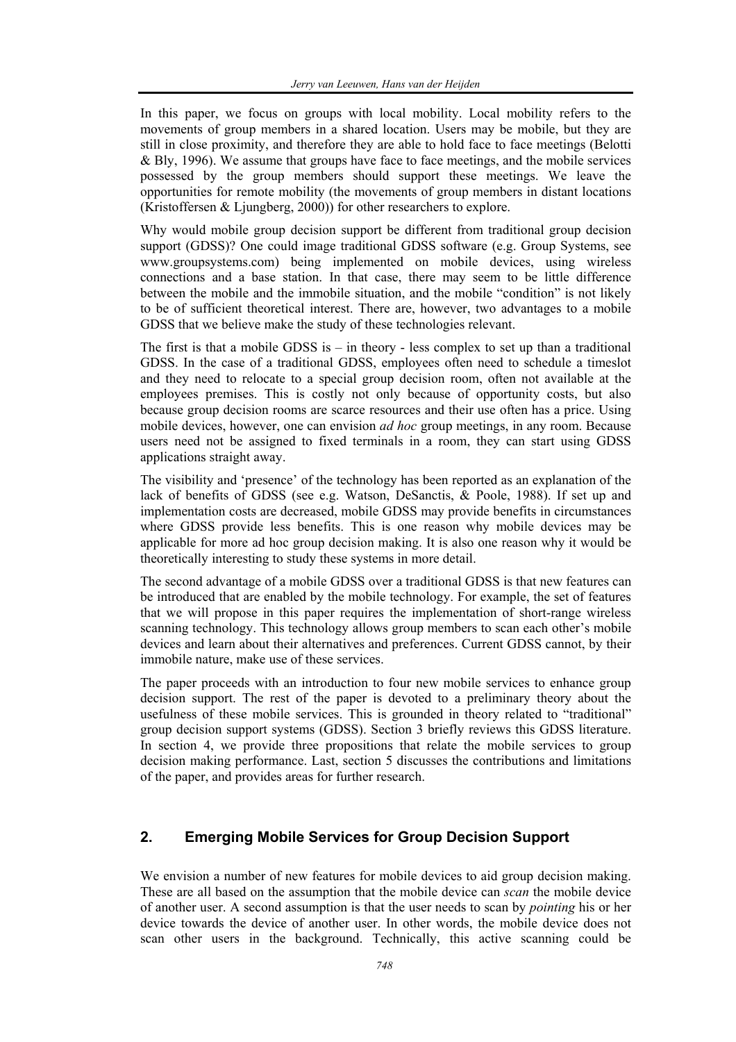In this paper, we focus on groups with local mobility. Local mobility refers to the movements of group members in a shared location. Users may be mobile, but they are still in close proximity, and therefore they are able to hold face to face meetings (Belotti & Bly, 1996). We assume that groups have face to face meetings, and the mobile services possessed by the group members should support these meetings. We leave the opportunities for remote mobility (the movements of group members in distant locations (Kristoffersen & Ljungberg, 2000)) for other researchers to explore.

Why would mobile group decision support be different from traditional group decision support (GDSS)? One could image traditional GDSS software (e.g. Group Systems, see www.groupsystems.com) being implemented on mobile devices, using wireless connections and a base station. In that case, there may seem to be little difference between the mobile and the immobile situation, and the mobile "condition" is not likely to be of sufficient theoretical interest. There are, however, two advantages to a mobile GDSS that we believe make the study of these technologies relevant.

The first is that a mobile GDSS is – in theory - less complex to set up than a traditional GDSS. In the case of a traditional GDSS, employees often need to schedule a timeslot and they need to relocate to a special group decision room, often not available at the employees premises. This is costly not only because of opportunity costs, but also because group decision rooms are scarce resources and their use often has a price. Using mobile devices, however, one can envision *ad hoc* group meetings, in any room. Because users need not be assigned to fixed terminals in a room, they can start using GDSS applications straight away.

The visibility and 'presence' of the technology has been reported as an explanation of the lack of benefits of GDSS (see e.g. Watson, DeSanctis, & Poole, 1988). If set up and implementation costs are decreased, mobile GDSS may provide benefits in circumstances where GDSS provide less benefits. This is one reason why mobile devices may be applicable for more ad hoc group decision making. It is also one reason why it would be theoretically interesting to study these systems in more detail.

The second advantage of a mobile GDSS over a traditional GDSS is that new features can be introduced that are enabled by the mobile technology. For example, the set of features that we will propose in this paper requires the implementation of short-range wireless scanning technology. This technology allows group members to scan each other's mobile devices and learn about their alternatives and preferences. Current GDSS cannot, by their immobile nature, make use of these services.

The paper proceeds with an introduction to four new mobile services to enhance group decision support. The rest of the paper is devoted to a preliminary theory about the usefulness of these mobile services. This is grounded in theory related to "traditional" group decision support systems (GDSS). Section 3 briefly reviews this GDSS literature. In section 4, we provide three propositions that relate the mobile services to group decision making performance. Last, section 5 discusses the contributions and limitations of the paper, and provides areas for further research.

## 2. Emerging Mobile Services for Group Decision Support

We envision a number of new features for mobile devices to aid group decision making. These are all based on the assumption that the mobile device can *scan* the mobile device of another user. A second assumption is that the user needs to scan by *pointing* his or her device towards the device of another user. In other words, the mobile device does not scan other users in the background. Technically, this active scanning could be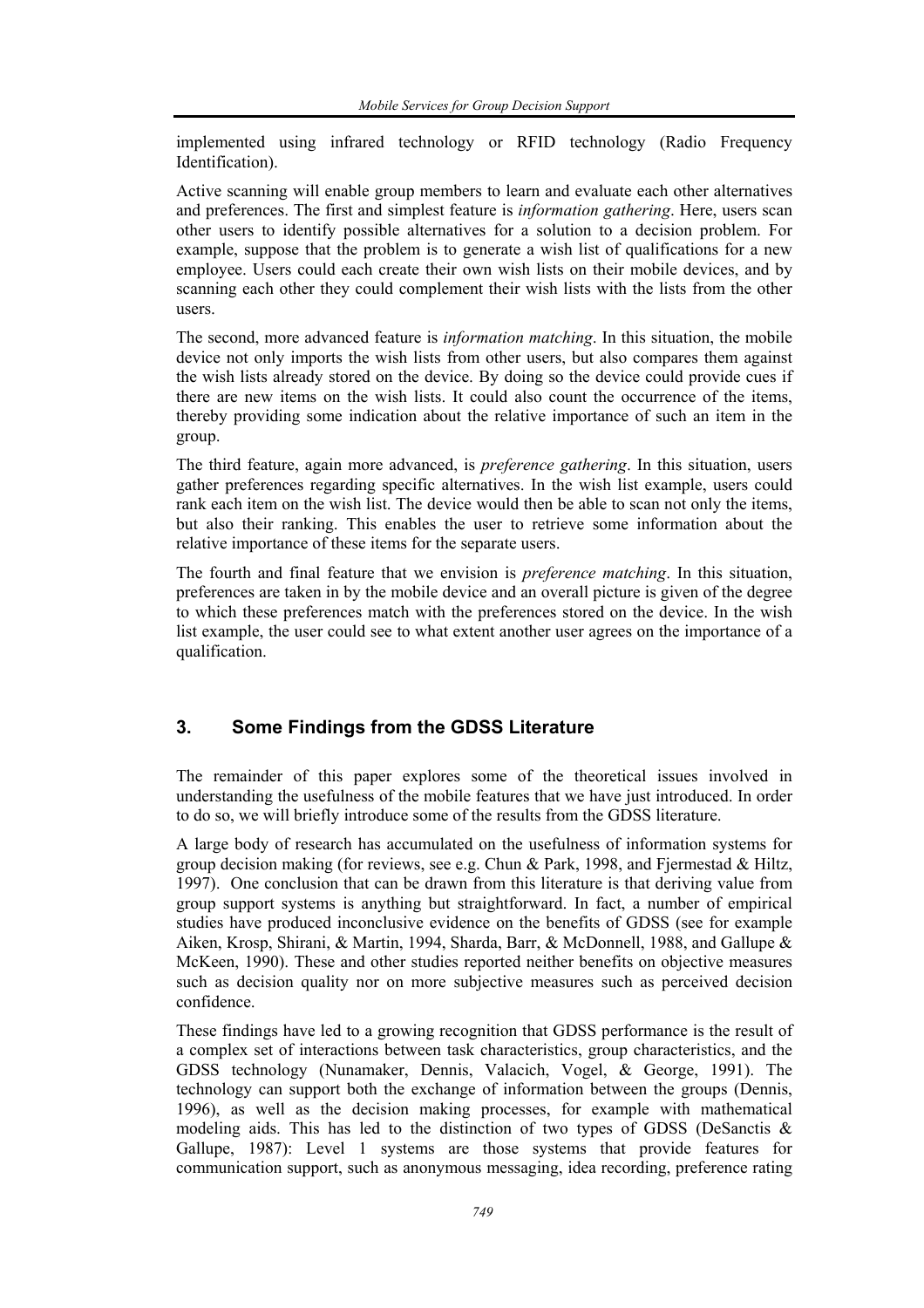implemented using infrared technology or RFID technology (Radio Frequency Identification).

Active scanning will enable group members to learn and evaluate each other alternatives and preferences. The first and simplest feature is *information gathering*. Here, users scan other users to identify possible alternatives for a solution to a decision problem. For example, suppose that the problem is to generate a wish list of qualifications for a new employee. Users could each create their own wish lists on their mobile devices, and by scanning each other they could complement their wish lists with the lists from the other users.

The second, more advanced feature is *information matching*. In this situation, the mobile device not only imports the wish lists from other users, but also compares them against the wish lists already stored on the device. By doing so the device could provide cues if there are new items on the wish lists. It could also count the occurrence of the items, thereby providing some indication about the relative importance of such an item in the group.

The third feature, again more advanced, is *preference gathering*. In this situation, users gather preferences regarding specific alternatives. In the wish list example, users could rank each item on the wish list. The device would then be able to scan not only the items, but also their ranking. This enables the user to retrieve some information about the relative importance of these items for the separate users.

The fourth and final feature that we envision is *preference matching*. In this situation, preferences are taken in by the mobile device and an overall picture is given of the degree to which these preferences match with the preferences stored on the device. In the wish list example, the user could see to what extent another user agrees on the importance of a qualification.

## 3. Some Findings from the GDSS Literature

The remainder of this paper explores some of the theoretical issues involved in understanding the usefulness of the mobile features that we have just introduced. In order to do so, we will briefly introduce some of the results from the GDSS literature.

A large body of research has accumulated on the usefulness of information systems for group decision making (for reviews, see e.g. Chun & Park, 1998, and Fjermestad & Hiltz, 1997). One conclusion that can be drawn from this literature is that deriving value from group support systems is anything but straightforward. In fact, a number of empirical studies have produced inconclusive evidence on the benefits of GDSS (see for example Aiken, Krosp, Shirani, & Martin, 1994, Sharda, Barr, & McDonnell, 1988, and Gallupe & McKeen, 1990). These and other studies reported neither benefits on objective measures such as decision quality nor on more subjective measures such as perceived decision confidence.

These findings have led to a growing recognition that GDSS performance is the result of a complex set of interactions between task characteristics, group characteristics, and the GDSS technology (Nunamaker, Dennis, Valacich, Vogel, & George, 1991). The technology can support both the exchange of information between the groups (Dennis, 1996), as well as the decision making processes, for example with mathematical modeling aids. This has led to the distinction of two types of GDSS (DeSanctis & Gallupe, 1987): Level 1 systems are those systems that provide features for communication support, such as anonymous messaging, idea recording, preference rating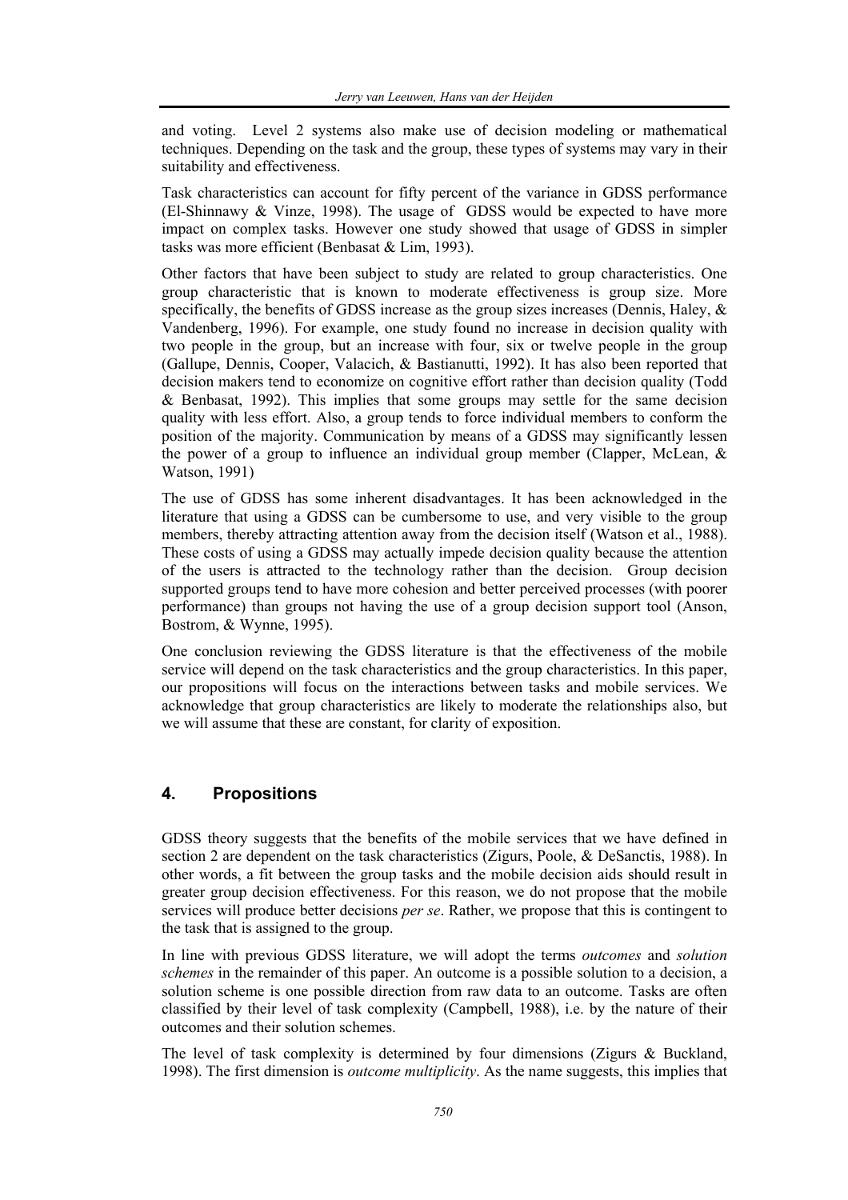and voting. Level 2 systems also make use of decision modeling or mathematical techniques. Depending on the task and the group, these types of systems may vary in their suitability and effectiveness.

Task characteristics can account for fifty percent of the variance in GDSS performance (El-Shinnawy & Vinze, 1998). The usage of GDSS would be expected to have more impact on complex tasks. However one study showed that usage of GDSS in simpler tasks was more efficient (Benbasat & Lim, 1993).

Other factors that have been subject to study are related to group characteristics. One group characteristic that is known to moderate effectiveness is group size. More specifically, the benefits of GDSS increase as the group sizes increases (Dennis, Haley, & Vandenberg, 1996). For example, one study found no increase in decision quality with two people in the group, but an increase with four, six or twelve people in the group (Gallupe, Dennis, Cooper, Valacich, & Bastianutti, 1992). It has also been reported that decision makers tend to economize on cognitive effort rather than decision quality (Todd & Benbasat, 1992). This implies that some groups may settle for the same decision quality with less effort. Also, a group tends to force individual members to conform the position of the majority. Communication by means of a GDSS may significantly lessen the power of a group to influence an individual group member (Clapper, McLean, & Watson, 1991)

The use of GDSS has some inherent disadvantages. It has been acknowledged in the literature that using a GDSS can be cumbersome to use, and very visible to the group members, thereby attracting attention away from the decision itself (Watson et al., 1988). These costs of using a GDSS may actually impede decision quality because the attention of the users is attracted to the technology rather than the decision. Group decision supported groups tend to have more cohesion and better perceived processes (with poorer performance) than groups not having the use of a group decision support tool (Anson, Bostrom, & Wynne, 1995).

One conclusion reviewing the GDSS literature is that the effectiveness of the mobile service will depend on the task characteristics and the group characteristics. In this paper, our propositions will focus on the interactions between tasks and mobile services. We acknowledge that group characteristics are likely to moderate the relationships also, but we will assume that these are constant, for clarity of exposition.

## 4. Propositions

GDSS theory suggests that the benefits of the mobile services that we have defined in section 2 are dependent on the task characteristics (Zigurs, Poole, & DeSanctis, 1988). In other words, a fit between the group tasks and the mobile decision aids should result in greater group decision effectiveness. For this reason, we do not propose that the mobile services will produce better decisions *per se*. Rather, we propose that this is contingent to the task that is assigned to the group.

In line with previous GDSS literature, we will adopt the terms *outcomes* and *solution schemes* in the remainder of this paper. An outcome is a possible solution to a decision, a solution scheme is one possible direction from raw data to an outcome. Tasks are often classified by their level of task complexity (Campbell, 1988), i.e. by the nature of their outcomes and their solution schemes.

The level of task complexity is determined by four dimensions (Zigurs & Buckland, 1998). The first dimension is *outcome multiplicity*. As the name suggests, this implies that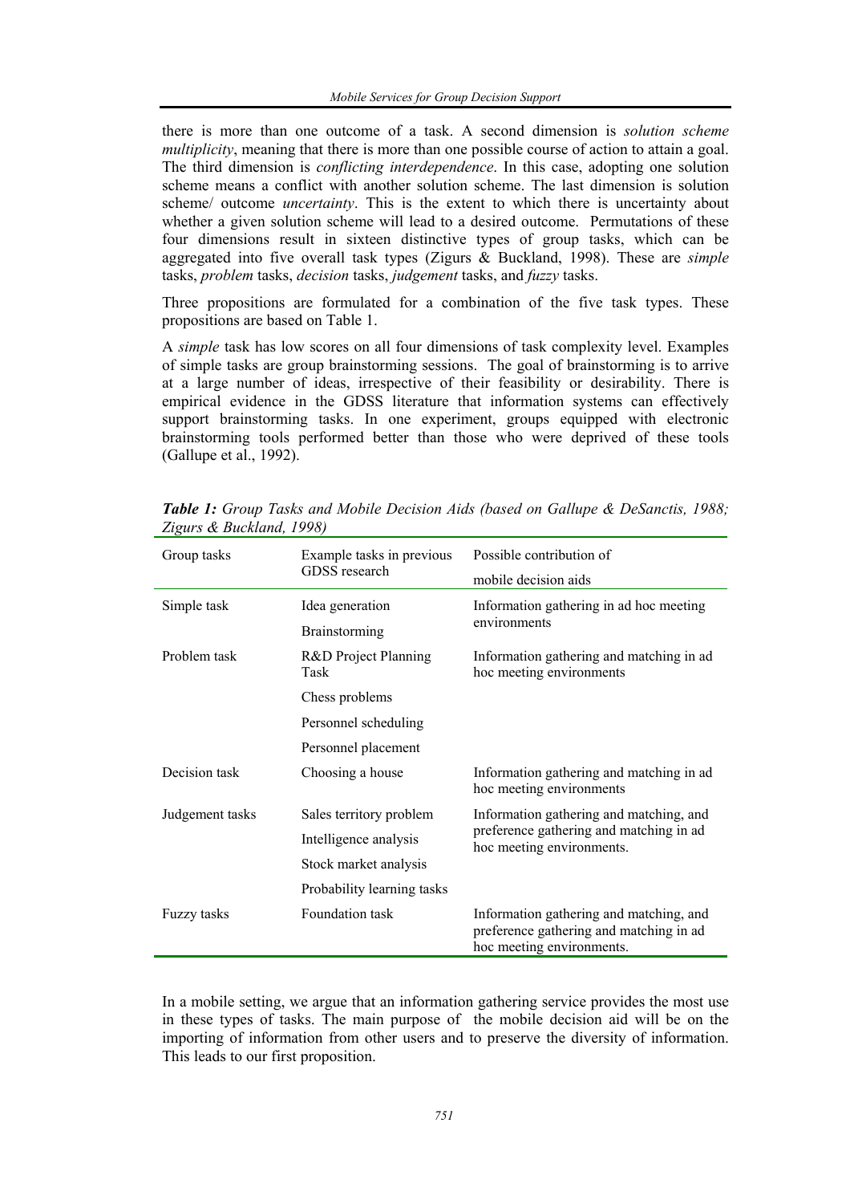there is more than one outcome of a task. A second dimension is *solution scheme multiplicity*, meaning that there is more than one possible course of action to attain a goal. The third dimension is *conflicting interdependence*. In this case, adopting one solution scheme means a conflict with another solution scheme. The last dimension is solution scheme/ outcome *uncertainty*. This is the extent to which there is uncertainty about whether a given solution scheme will lead to a desired outcome. Permutations of these four dimensions result in sixteen distinctive types of group tasks, which can be aggregated into five overall task types (Zigurs & Buckland, 1998). These are *simple* tasks, *problem* tasks, *decision* tasks, *judgement* tasks, and *fuzzy* tasks.

Three propositions are formulated for a combination of the five task types. These propositions are based on Table 1.

A *simple* task has low scores on all four dimensions of task complexity level. Examples of simple tasks are group brainstorming sessions. The goal of brainstorming is to arrive at a large number of ideas, irrespective of their feasibility or desirability. There is empirical evidence in the GDSS literature that information systems can effectively support brainstorming tasks. In one experiment, groups equipped with electronic brainstorming tools performed better than those who were deprived of these tools (Gallupe et al., 1992).

***Table 1:*** *Group Tasks and Mobile Decision Aids (based on Gallupe & DeSanctis, 1988; Zigurs & Buckland, 1998)*

| Group tasks | Example tasks in previous GDSS research | Possible contribution of mobile decision aids |
|---|---|---|
| Simple task | Idea generation | Information gathering in ad hoc meeting environments |
| | Brainstorming | |
| Problem task | R&D Project Planning Task | Information gathering and matching in ad hoc meeting environments |
| | Chess problems | |
| | Personnel scheduling | |
| | Personnel placement | |
| Decision task | Choosing a house | Information gathering and matching in ad hoc meeting environments |
| Judgement tasks | Sales territory problem | Information gathering and matching, and preference gathering and matching in ad hoc meeting environments. |
| | Intelligence analysis | |
| | Stock market analysis | |
| | Probability learning tasks | |
| Fuzzy tasks | Foundation task | Information gathering and matching, and preference gathering and matching in ad hoc meeting environments. |

In a mobile setting, we argue that an information gathering service provides the most use in these types of tasks. The main purpose of the mobile decision aid will be on the importing of information from other users and to preserve the diversity of information. This leads to our first proposition.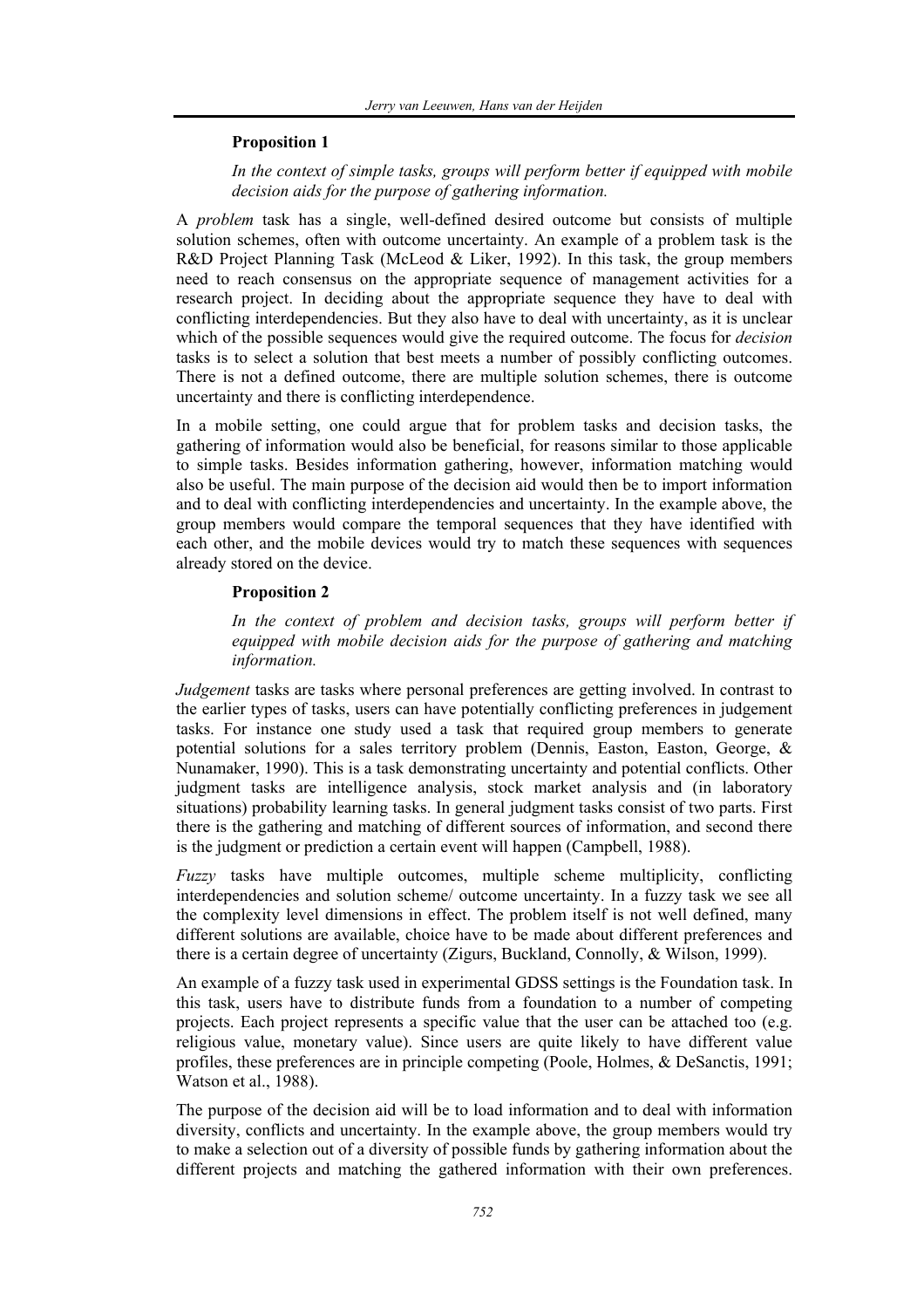**Proposition 1**

*In the context of simple tasks, groups will perform better if equipped with mobile decision aids for the purpose of gathering information.*

A *problem* task has a single, well-defined desired outcome but consists of multiple solution schemes, often with outcome uncertainty. An example of a problem task is the R&D Project Planning Task (McLeod & Liker, 1992). In this task, the group members need to reach consensus on the appropriate sequence of management activities for a research project. In deciding about the appropriate sequence they have to deal with conflicting interdependencies. But they also have to deal with uncertainty, as it is unclear which of the possible sequences would give the required outcome. The focus for *decision* tasks is to select a solution that best meets a number of possibly conflicting outcomes. There is not a defined outcome, there are multiple solution schemes, there is outcome uncertainty and there is conflicting interdependence.

In a mobile setting, one could argue that for problem tasks and decision tasks, the gathering of information would also be beneficial, for reasons similar to those applicable to simple tasks. Besides information gathering, however, information matching would also be useful. The main purpose of the decision aid would then be to import information and to deal with conflicting interdependencies and uncertainty. In the example above, the group members would compare the temporal sequences that they have identified with each other, and the mobile devices would try to match these sequences with sequences already stored on the device.

**Proposition 2**

*In the context of problem and decision tasks, groups will perform better if equipped with mobile decision aids for the purpose of gathering and matching information.*

*Judgement* tasks are tasks where personal preferences are getting involved. In contrast to the earlier types of tasks, users can have potentially conflicting preferences in judgement tasks. For instance one study used a task that required group members to generate potential solutions for a sales territory problem (Dennis, Easton, Easton, George, & Nunamaker, 1990). This is a task demonstrating uncertainty and potential conflicts. Other judgment tasks are intelligence analysis, stock market analysis and (in laboratory situations) probability learning tasks. In general judgment tasks consist of two parts. First there is the gathering and matching of different sources of information, and second there is the judgment or prediction a certain event will happen (Campbell, 1988).

*Fuzzy* tasks have multiple outcomes, multiple scheme multiplicity, conflicting interdependencies and solution scheme/ outcome uncertainty. In a fuzzy task we see all the complexity level dimensions in effect. The problem itself is not well defined, many different solutions are available, choice have to be made about different preferences and there is a certain degree of uncertainty (Zigurs, Buckland, Connolly, & Wilson, 1999).

An example of a fuzzy task used in experimental GDSS settings is the Foundation task. In this task, users have to distribute funds from a foundation to a number of competing projects. Each project represents a specific value that the user can be attached too (e.g. religious value, monetary value). Since users are quite likely to have different value profiles, these preferences are in principle competing (Poole, Holmes, & DeSanctis, 1991; Watson et al., 1988).

The purpose of the decision aid will be to load information and to deal with information diversity, conflicts and uncertainty. In the example above, the group members would try to make a selection out of a diversity of possible funds by gathering information about the different projects and matching the gathered information with their own preferences.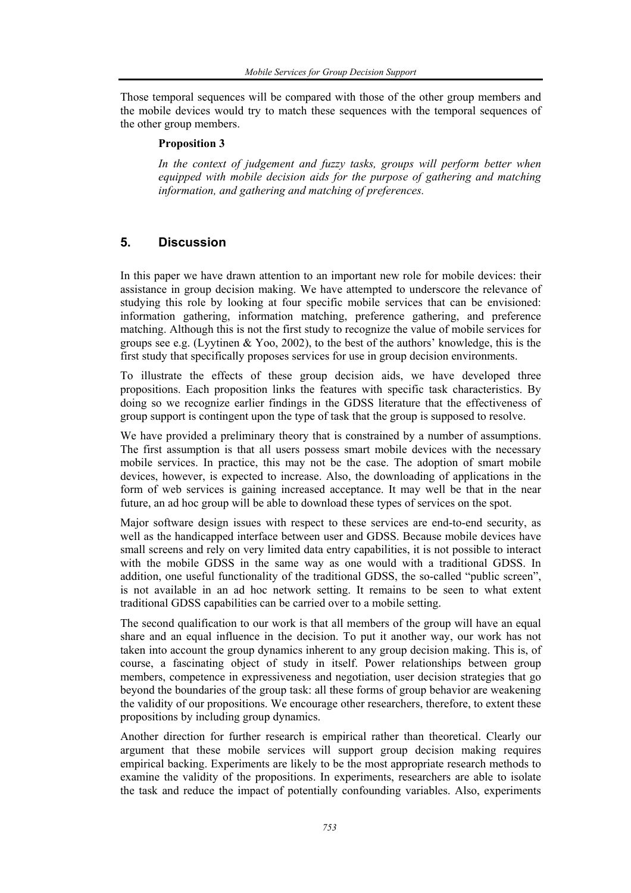Those temporal sequences will be compared with those of the other group members and the mobile devices would try to match these sequences with the temporal sequences of the other group members.

**Proposition 3**

*In the context of judgement and fuzzy tasks, groups will perform better when equipped with mobile decision aids for the purpose of gathering and matching information, and gathering and matching of preferences.*

## 5. Discussion

In this paper we have drawn attention to an important new role for mobile devices: their assistance in group decision making. We have attempted to underscore the relevance of studying this role by looking at four specific mobile services that can be envisioned: information gathering, information matching, preference gathering, and preference matching. Although this is not the first study to recognize the value of mobile services for groups see e.g. (Lyytinen & Yoo, 2002), to the best of the authors' knowledge, this is the first study that specifically proposes services for use in group decision environments.

To illustrate the effects of these group decision aids, we have developed three propositions. Each proposition links the features with specific task characteristics. By doing so we recognize earlier findings in the GDSS literature that the effectiveness of group support is contingent upon the type of task that the group is supposed to resolve.

We have provided a preliminary theory that is constrained by a number of assumptions. The first assumption is that all users possess smart mobile devices with the necessary mobile services. In practice, this may not be the case. The adoption of smart mobile devices, however, is expected to increase. Also, the downloading of applications in the form of web services is gaining increased acceptance. It may well be that in the near future, an ad hoc group will be able to download these types of services on the spot.

Major software design issues with respect to these services are end-to-end security, as well as the handicapped interface between user and GDSS. Because mobile devices have small screens and rely on very limited data entry capabilities, it is not possible to interact with the mobile GDSS in the same way as one would with a traditional GDSS. In addition, one useful functionality of the traditional GDSS, the so-called "public screen", is not available in an ad hoc network setting. It remains to be seen to what extent traditional GDSS capabilities can be carried over to a mobile setting.

The second qualification to our work is that all members of the group will have an equal share and an equal influence in the decision. To put it another way, our work has not taken into account the group dynamics inherent to any group decision making. This is, of course, a fascinating object of study in itself. Power relationships between group members, competence in expressiveness and negotiation, user decision strategies that go beyond the boundaries of the group task: all these forms of group behavior are weakening the validity of our propositions. We encourage other researchers, therefore, to extent these propositions by including group dynamics.

Another direction for further research is empirical rather than theoretical. Clearly our argument that these mobile services will support group decision making requires empirical backing. Experiments are likely to be the most appropriate research methods to examine the validity of the propositions. In experiments, researchers are able to isolate the task and reduce the impact of potentially confounding variables. Also, experiments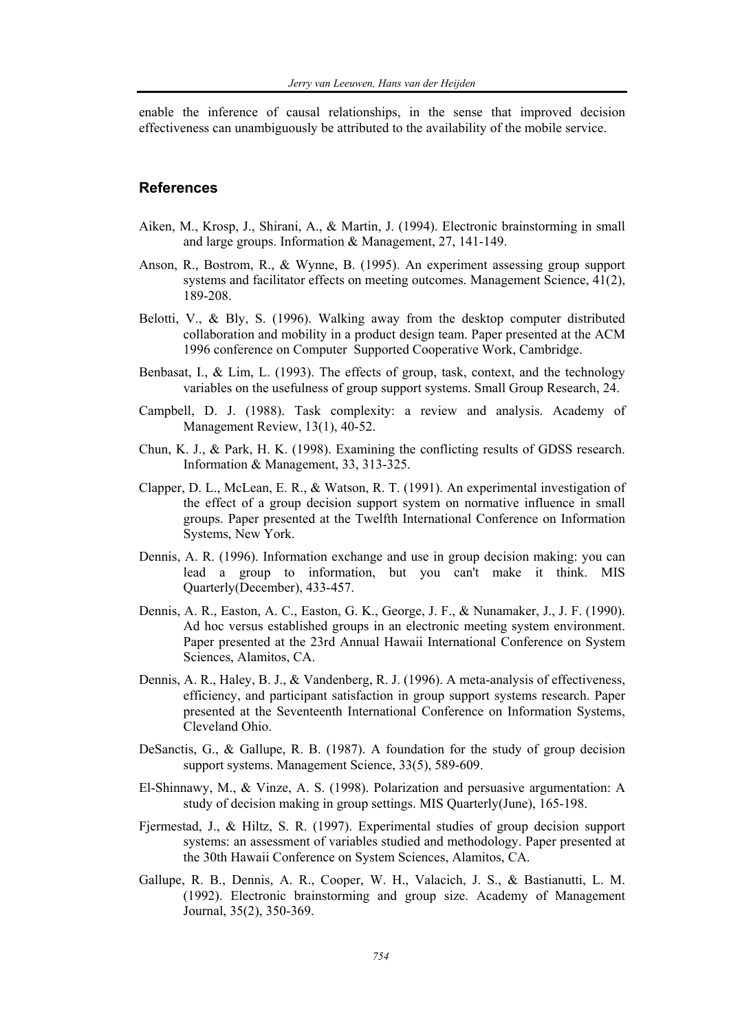enable the inference of causal relationships, in the sense that improved decision effectiveness can unambiguously be attributed to the availability of the mobile service.

## References

Aiken, M., Krosp, J., Shirani, A., & Martin, J. (1994). Electronic brainstorming in small and large groups. Information & Management, 27, 141-149.

Anson, R., Bostrom, R., & Wynne, B. (1995). An experiment assessing group support systems and facilitator effects on meeting outcomes. Management Science, 41(2), 189-208.

Belotti, V., & Bly, S. (1996). Walking away from the desktop computer distributed collaboration and mobility in a product design team. Paper presented at the ACM 1996 conference on Computer Supported Cooperative Work, Cambridge.

Benbasat, I., & Lim, L. (1993). The effects of group, task, context, and the technology variables on the usefulness of group support systems. Small Group Research, 24.

Campbell, D. J. (1988). Task complexity: a review and analysis. Academy of Management Review, 13(1), 40-52.

Chun, K. J., & Park, H. K. (1998). Examining the conflicting results of GDSS research. Information & Management, 33, 313-325.

Clapper, D. L., McLean, E. R., & Watson, R. T. (1991). An experimental investigation of the effect of a group decision support system on normative influence in small groups. Paper presented at the Twelfth International Conference on Information Systems, New York.

Dennis, A. R. (1996). Information exchange and use in group decision making: you can lead a group to information, but you can't make it think. MIS Quarterly(December), 433-457.

Dennis, A. R., Easton, A. C., Easton, G. K., George, J. F., & Nunamaker, J., J. F. (1990). Ad hoc versus established groups in an electronic meeting system environment. Paper presented at the 23rd Annual Hawaii International Conference on System Sciences, Alamitos, CA.

Dennis, A. R., Haley, B. J., & Vandenberg, R. J. (1996). A meta-analysis of effectiveness, efficiency, and participant satisfaction in group support systems research. Paper presented at the Seventeenth International Conference on Information Systems, Cleveland Ohio.

DeSanctis, G., & Gallupe, R. B. (1987). A foundation for the study of group decision support systems. Management Science, 33(5), 589-609.

El-Shinnawy, M., & Vinze, A. S. (1998). Polarization and persuasive argumentation: A study of decision making in group settings. MIS Quarterly(June), 165-198.

Fjermestad, J., & Hiltz, S. R. (1997). Experimental studies of group decision support systems: an assessment of variables studied and methodology. Paper presented at the 30th Hawaii Conference on System Sciences, Alamitos, CA.

Gallupe, R. B., Dennis, A. R., Cooper, W. H., Valacich, J. S., & Bastianutti, L. M. (1992). Electronic brainstorming and group size. Academy of Management Journal, 35(2), 350-369.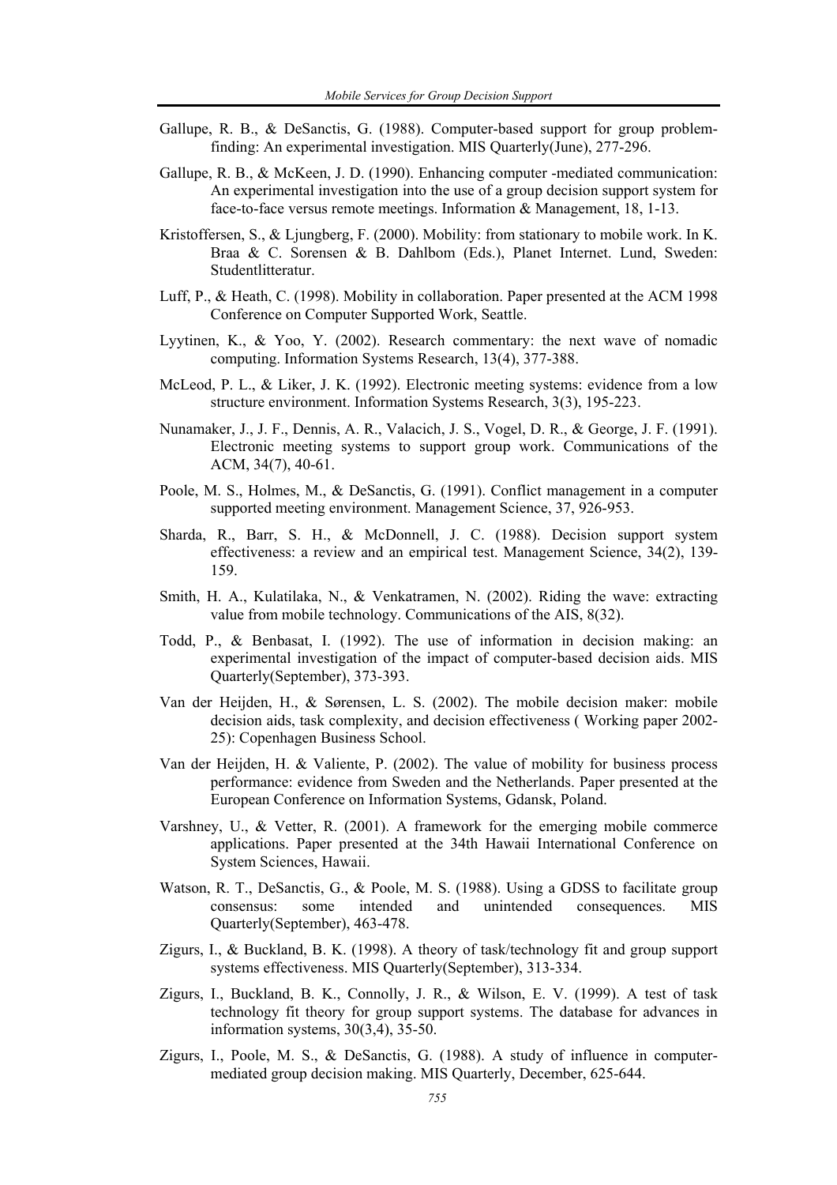Gallupe, R. B., & DeSanctis, G. (1988). Computer-based support for group problem-finding: An experimental investigation. MIS Quarterly(June), 277-296.

Gallupe, R. B., & McKeen, J. D. (1990). Enhancing computer -mediated communication: An experimental investigation into the use of a group decision support system for face-to-face versus remote meetings. Information & Management, 18, 1-13.

Kristoffersen, S., & Ljungberg, F. (2000). Mobility: from stationary to mobile work. In K. Braa & C. Sorensen & B. Dahlbom (Eds.), Planet Internet. Lund, Sweden: Studentlitteratur.

Luff, P., & Heath, C. (1998). Mobility in collaboration. Paper presented at the ACM 1998 Conference on Computer Supported Work, Seattle.

Lyytinen, K., & Yoo, Y. (2002). Research commentary: the next wave of nomadic computing. Information Systems Research, 13(4), 377-388.

McLeod, P. L., & Liker, J. K. (1992). Electronic meeting systems: evidence from a low structure environment. Information Systems Research, 3(3), 195-223.

Nunamaker, J., J. F., Dennis, A. R., Valacich, J. S., Vogel, D. R., & George, J. F. (1991). Electronic meeting systems to support group work. Communications of the ACM, 34(7), 40-61.

Poole, M. S., Holmes, M., & DeSanctis, G. (1991). Conflict management in a computer supported meeting environment. Management Science, 37, 926-953.

Sharda, R., Barr, S. H., & McDonnell, J. C. (1988). Decision support system effectiveness: a review and an empirical test. Management Science, 34(2), 139-159.

Smith, H. A., Kulatilaka, N., & Venkatramen, N. (2002). Riding the wave: extracting value from mobile technology. Communications of the AIS, 8(32).

Todd, P., & Benbasat, I. (1992). The use of information in decision making: an experimental investigation of the impact of computer-based decision aids. MIS Quarterly(September), 373-393.

Van der Heijden, H., & Sørensen, L. S. (2002). The mobile decision maker: mobile decision aids, task complexity, and decision effectiveness ( Working paper 2002-25): Copenhagen Business School.

Van der Heijden, H. & Valiente, P. (2002). The value of mobility for business process performance: evidence from Sweden and the Netherlands. Paper presented at the European Conference on Information Systems, Gdansk, Poland.

Varshney, U., & Vetter, R. (2001). A framework for the emerging mobile commerce applications. Paper presented at the 34th Hawaii International Conference on System Sciences, Hawaii.

Watson, R. T., DeSanctis, G., & Poole, M. S. (1988). Using a GDSS to facilitate group consensus: some intended and unintended consequences. MIS Quarterly(September), 463-478.

Zigurs, I., & Buckland, B. K. (1998). A theory of task/technology fit and group support systems effectiveness. MIS Quarterly(September), 313-334.

Zigurs, I., Buckland, B. K., Connolly, J. R., & Wilson, E. V. (1999). A test of task technology fit theory for group support systems. The database for advances in information systems, 30(3,4), 35-50.

Zigurs, I., Poole, M. S., & DeSanctis, G. (1988). A study of influence in computer-mediated group decision making. MIS Quarterly, December, 625-644.